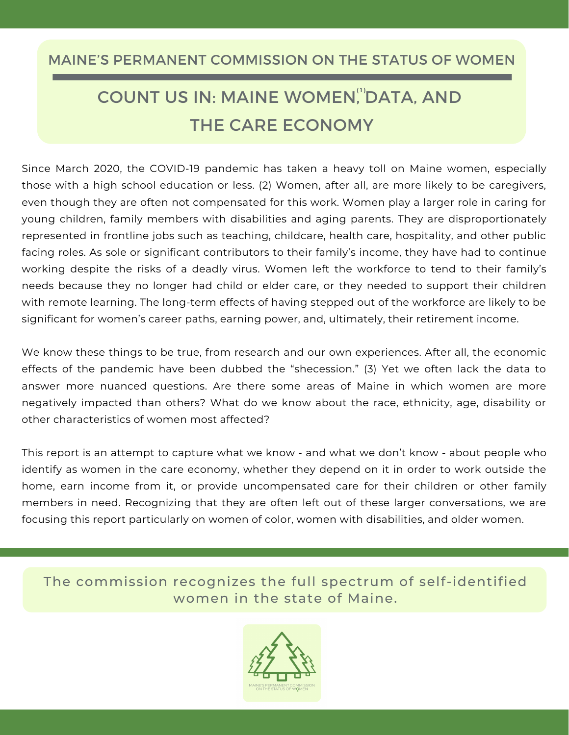MAINE'S PERMANENT COMMISSION ON THE STATUS OF WOMEN

# COUNT US IN: MAINE WOMEN,[1] DATA, AND THE CARE ECONOMY

Since March 2020, the COVID-19 pandemic has taken a heavy toll on Maine women, especially those with a high school education or less. (2) Women, after all, are more likely to be caregivers, even though they are often not compensated for this work. Women play a larger role in caring for young children, family members with disabilities and aging parents. They are disproportionately represented in frontline jobs such as teaching, childcare, health care, hospitality, and other public facing roles. As sole or significant contributors to their family's income, they have had to continue working despite the risks of a deadly virus. Women left the workforce to tend to their family's needs because they no longer had child or elder care, or they needed to support their children with remote learning. The long-term effects of having stepped out of the workforce are likely to be significant for women's career paths, earning power, and, ultimately, their retirement income.

We know these things to be true, from research and our own experiences. After all, the economic effects of the pandemic have been dubbed the "shecession." (3) Yet we often lack the data to answer more nuanced questions. Are there some areas of Maine in which women are more negatively impacted than others? What do we know about the race, ethnicity, age, disability or other characteristics of women most affected?

This report is an attempt to capture what we know - and what we don't know - about people who identify as women in the care economy, whether they depend on it in order to work outside the home, earn income from it, or provide uncompensated care for their children or other family members in need. Recognizing that they are often left out of these larger conversations, we are focusing this report particularly on women of color, women with disabilities, and older women.

The commission recognizes the full spectrum of self-identified women in the state of Maine.

MAINE'S PERMANENT COMMISSION ON THE STATUS OF WOMEN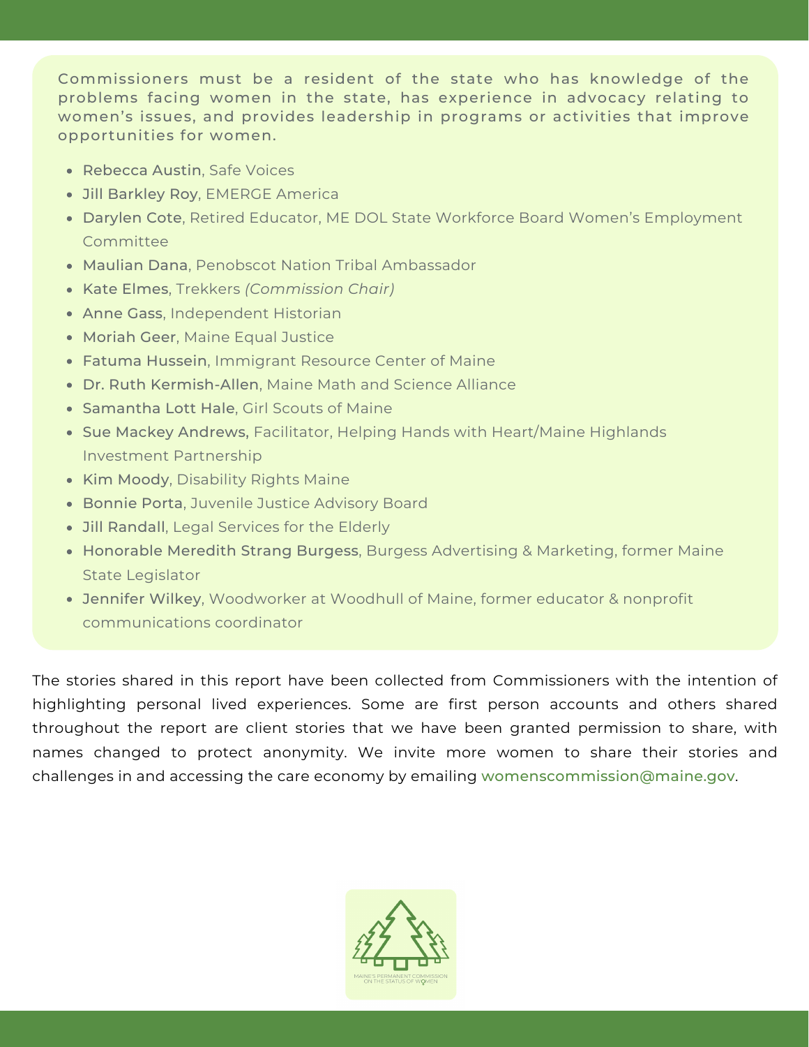Commissioners must be a resident of the state who has knowledge of the problems facing women in the state, has experience in advocacy relating to women's issues, and provides leadership in programs or activities that improve opportunities for women.

- Rebecca Austin, Safe Voices
- Jill Barkley Roy, EMERGE America
- Darylen Cote, Retired Educator, ME DOL State Workforce Board Women's Employment Committee
- Maulian Dana, Penobscot Nation Tribal Ambassador
- Kate Elmes, Trekkers *(Commission Chair)*
- Anne Gass, Independent Historian
- Moriah Geer, Maine Equal Justice
- Fatuma Hussein, Immigrant Resource Center of Maine
- Dr. Ruth Kermish-Allen, Maine Math and Science Alliance
- Samantha Lott Hale, Girl Scouts of Maine
- Sue Mackey Andrews, Facilitator, Helping Hands with Heart/Maine Highlands Investment Partnership
- Kim Moody, Disability Rights Maine
- Bonnie Porta, Juvenile Justice Advisory Board
- Jill Randall, Legal Services for the Elderly
- Honorable Meredith Strang Burgess, Burgess Advertising & Marketing, former Maine State Legislator
- Jennifer Wilkey, Woodworker at Woodhull of Maine, former educator & nonprofit communications coordinator

The stories shared in this report have been collected from Commissioners with the intention of highlighting personal lived experiences. Some are first person accounts and others shared throughout the report are client stories that we have been granted permission to share, with names changed to protect anonymity. We invite more women to share their stories and challenges in and accessing the care economy by emailing womenscommission@maine.gov.

MAINE'S PERMANENT COMMISSION ON THE STATUS OF WOMEN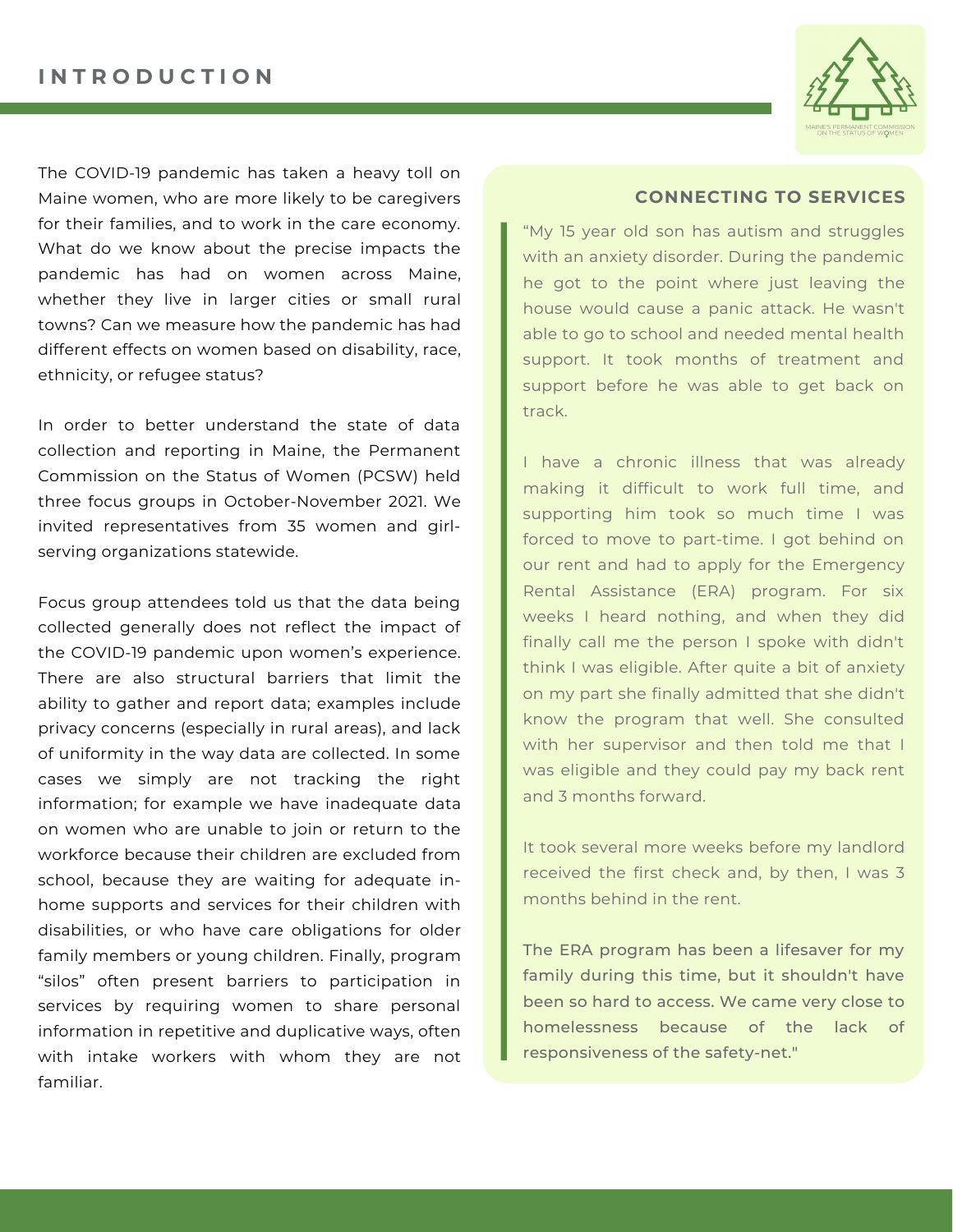# INTRODUCTION

The COVID-19 pandemic has taken a heavy toll on Maine women, who are more likely to be caregivers for their families, and to work in the care economy. What do we know about the precise impacts the pandemic has had on women across Maine, whether they live in larger cities or small rural towns? Can we measure how the pandemic has had different effects on women based on disability, race, ethnicity, or refugee status?

In order to better understand the state of data collection and reporting in Maine, the Permanent Commission on the Status of Women (PCSW) held three focus groups in October-November 2021. We invited representatives from 35 women and girl-serving organizations statewide.

Focus group attendees told us that the data being collected generally does not reflect the impact of the COVID-19 pandemic upon women's experience. There are also structural barriers that limit the ability to gather and report data; examples include privacy concerns (especially in rural areas), and lack of uniformity in the way data are collected. In some cases we simply are not tracking the right information; for example we have inadequate data on women who are unable to join or return to the workforce because their children are excluded from school, because they are waiting for adequate in-home supports and services for their children with disabilities, or who have care obligations for older family members or young children. Finally, program "silos" often present barriers to participation in services by requiring women to share personal information in repetitive and duplicative ways, often with intake workers with whom they are not familiar.

### CONNECTING TO SERVICES

"My 15 year old son has autism and struggles with an anxiety disorder. During the pandemic he got to the point where just leaving the house would cause a panic attack. He wasn't able to go to school and needed mental health support. It took months of treatment and support before he was able to get back on track.

I have a chronic illness that was already making it difficult to work full time, and supporting him took so much time I was forced to move to part-time. I got behind on our rent and had to apply for the Emergency Rental Assistance (ERA) program. For six weeks I heard nothing, and when they did finally call me the person I spoke with didn't think I was eligible. After quite a bit of anxiety on my part she finally admitted that she didn't know the program that well. She consulted with her supervisor and then told me that I was eligible and they could pay my back rent and 3 months forward.

It took several more weeks before my landlord received the first check and, by then, I was 3 months behind in the rent.

The ERA program has been a lifesaver for my family during this time, but it shouldn't have been so hard to access. We came very close to homelessness because of the lack of responsiveness of the safety-net."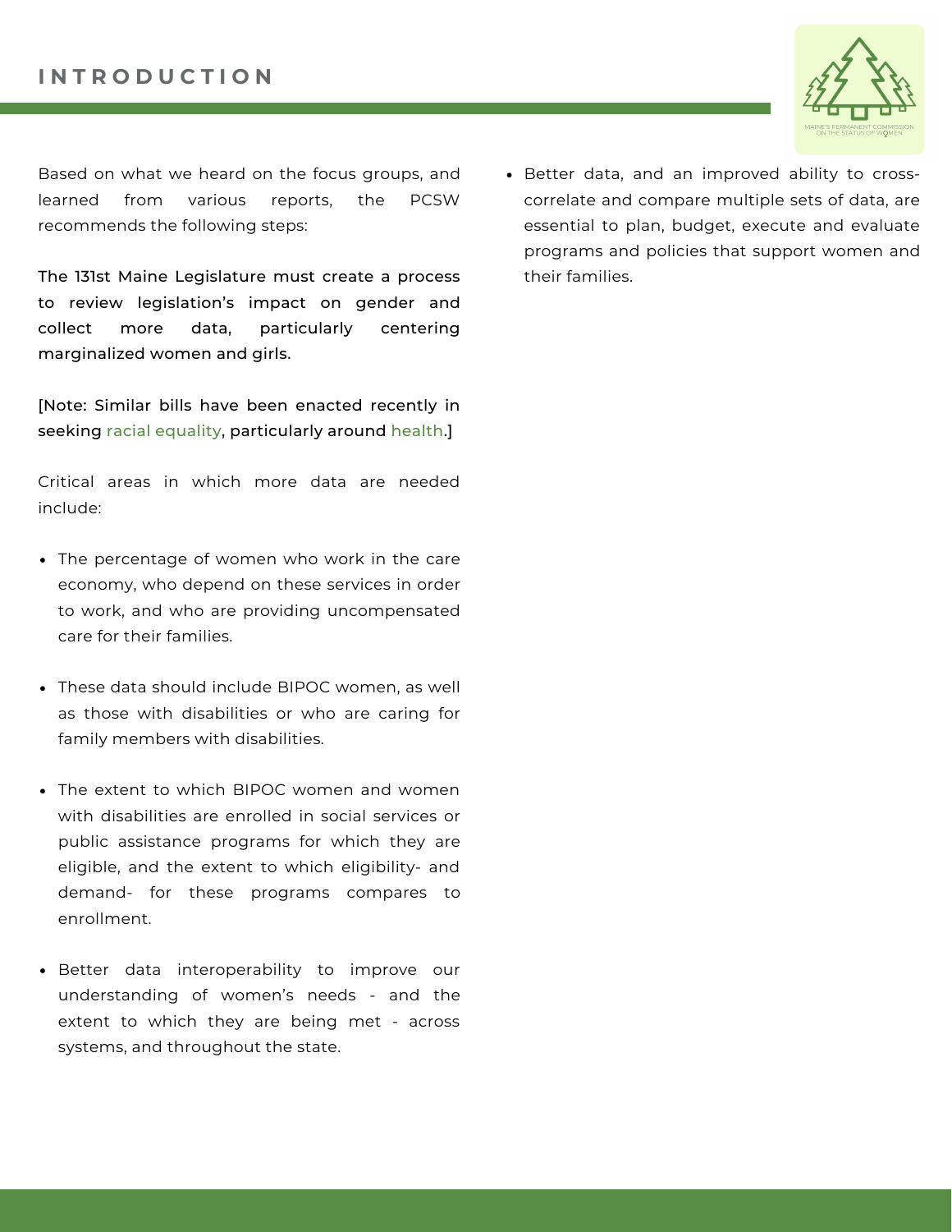## INTRODUCTION

Based on what we heard on the focus groups, and learned from various reports, the PCSW recommends the following steps:

The 131st Maine Legislature must create a process to review legislation's impact on gender and collect more data, particularly centering marginalized women and girls.

[Note: Similar bills have been enacted recently in seeking racial equality, particularly around health.]

Critical areas in which more data are needed include:

- The percentage of women who work in the care economy, who depend on these services in order to work, and who are providing uncompensated care for their families.
- These data should include BIPOC women, as well as those with disabilities or who are caring for family members with disabilities.
- The extent to which BIPOC women and women with disabilities are enrolled in social services or public assistance programs for which they are eligible, and the extent to which eligibility- and demand- for these programs compares to enrollment.
- Better data interoperability to improve our understanding of women's needs - and the extent to which they are being met - across systems, and throughout the state.
- Better data, and an improved ability to cross-correlate and compare multiple sets of data, are essential to plan, budget, execute and evaluate programs and policies that support women and their families.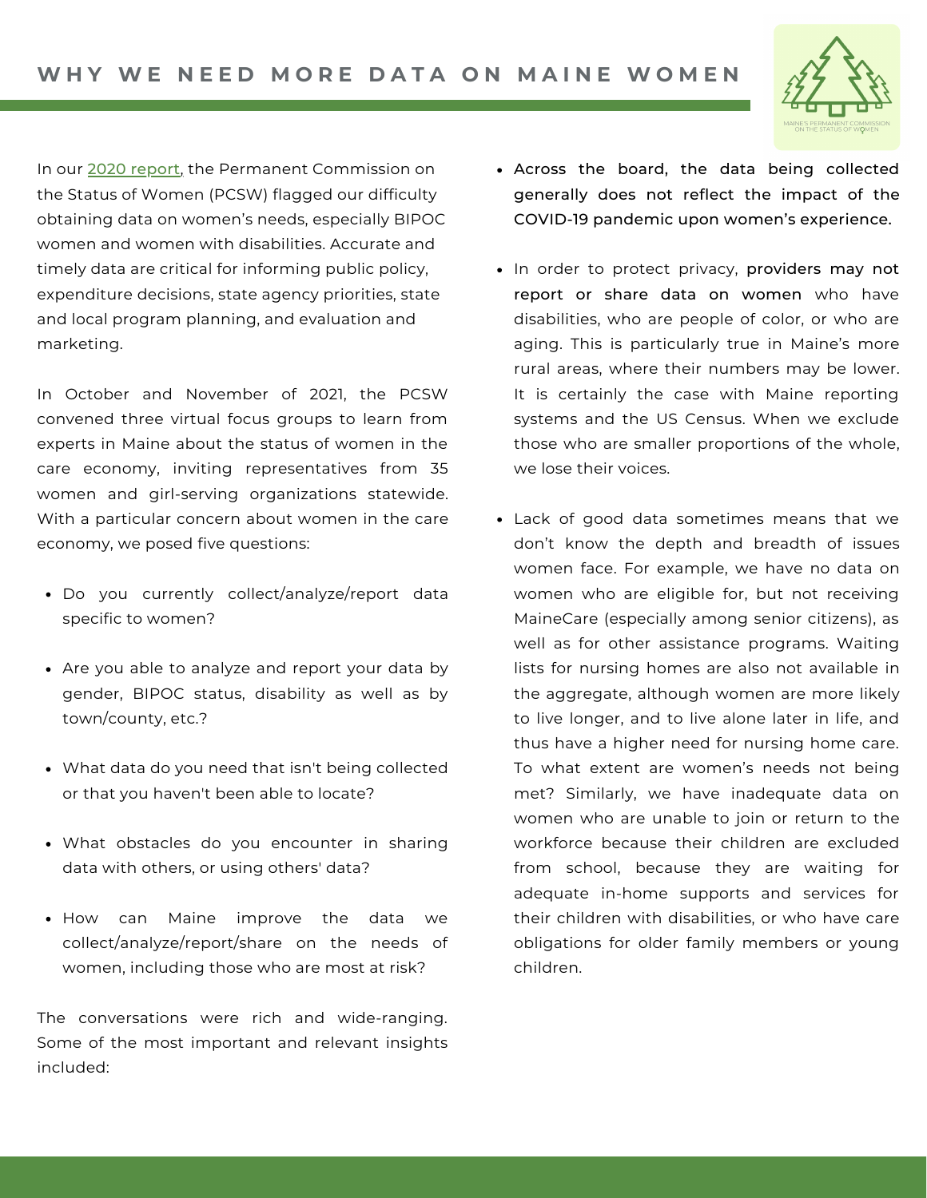## WHY WE NEED MORE DATA ON MAINE WOMEN

In our 2020 report, the Permanent Commission on the Status of Women (PCSW) flagged our difficulty obtaining data on women's needs, especially BIPOC women and women with disabilities. Accurate and timely data are critical for informing public policy, expenditure decisions, state agency priorities, state and local program planning, and evaluation and marketing.

In October and November of 2021, the PCSW convened three virtual focus groups to learn from experts in Maine about the status of women in the care economy, inviting representatives from 35 women and girl-serving organizations statewide. With a particular concern about women in the care economy, we posed five questions:

- Do you currently collect/analyze/report data specific to women?
- Are you able to analyze and report your data by gender, BIPOC status, disability as well as by town/county, etc.?
- What data do you need that isn't being collected or that you haven't been able to locate?
- What obstacles do you encounter in sharing data with others, or using others' data?
- How can Maine improve the data we collect/analyze/report/share on the needs of women, including those who are most at risk?

The conversations were rich and wide-ranging. Some of the most important and relevant insights included:

- **Across the board, the data being collected generally does not reflect the impact of the COVID-19 pandemic upon women's experience.**
- In order to protect privacy, **providers may not report or share data on women** who have disabilities, who are people of color, or who are aging. This is particularly true in Maine's more rural areas, where their numbers may be lower. It is certainly the case with Maine reporting systems and the US Census. When we exclude those who are smaller proportions of the whole, we lose their voices.
- Lack of good data sometimes means that we don't know the depth and breadth of issues women face. For example, we have no data on women who are eligible for, but not receiving MaineCare (especially among senior citizens), as well as for other assistance programs. Waiting lists for nursing homes are also not available in the aggregate, although women are more likely to live longer, and to live alone later in life, and thus have a higher need for nursing home care. To what extent are women's needs not being met? Similarly, we have inadequate data on women who are unable to join or return to the workforce because their children are excluded from school, because they are waiting for adequate in-home supports and services for their children with disabilities, or who have care obligations for older family members or young children.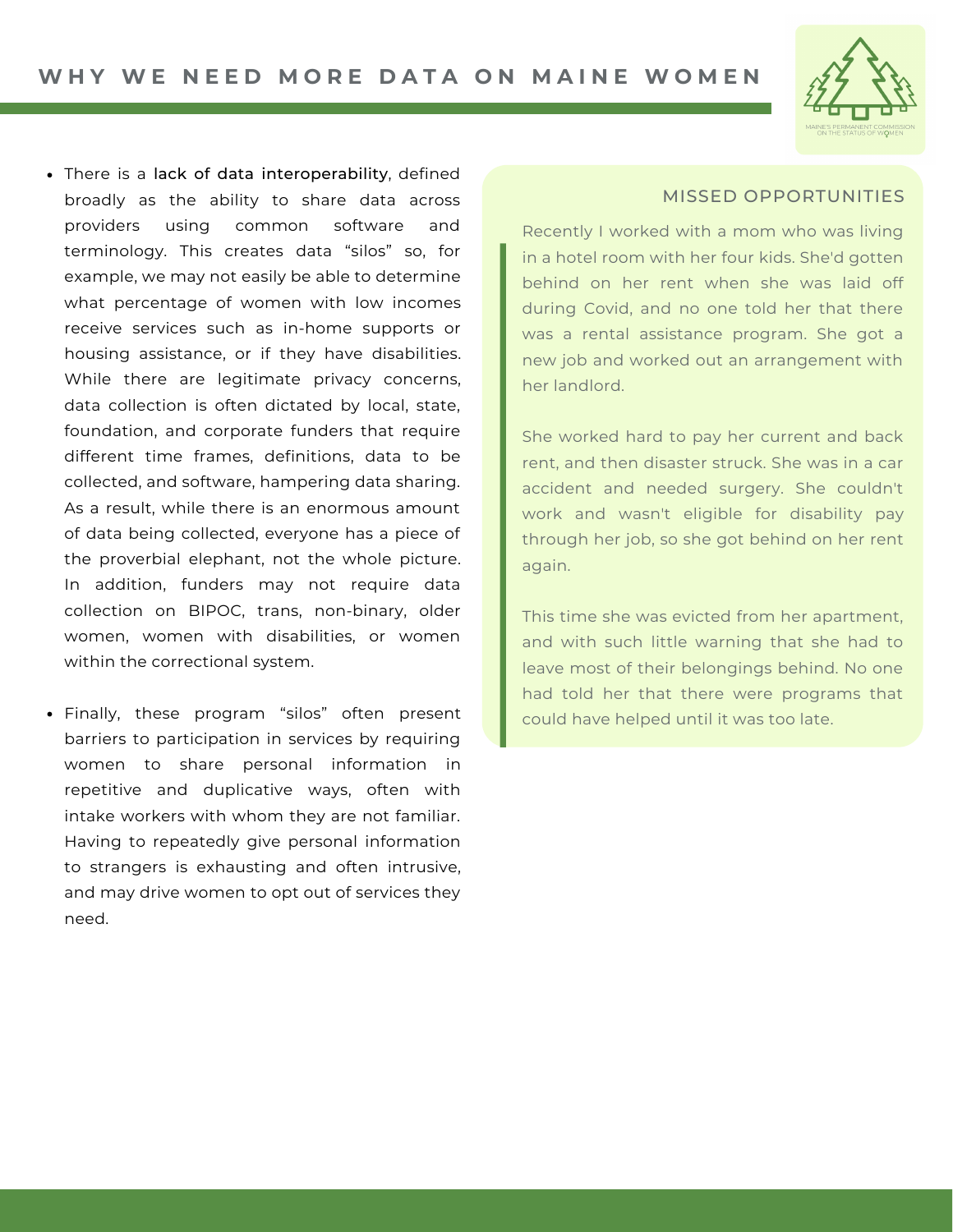## WHY WE NEED MORE DATA ON MAINE WOMEN

- There is a lack of data interoperability, defined broadly as the ability to share data across providers using common software and terminology. This creates data "silos" so, for example, we may not easily be able to determine what percentage of women with low incomes receive services such as in-home supports or housing assistance, or if they have disabilities. While there are legitimate privacy concerns, data collection is often dictated by local, state, foundation, and corporate funders that require different time frames, definitions, data to be collected, and software, hampering data sharing. As a result, while there is an enormous amount of data being collected, everyone has a piece of the proverbial elephant, not the whole picture. In addition, funders may not require data collection on BIPOC, trans, non-binary, older women, women with disabilities, or women within the correctional system.

- Finally, these program "silos" often present barriers to participation in services by requiring women to share personal information in repetitive and duplicative ways, often with intake workers with whom they are not familiar. Having to repeatedly give personal information to strangers is exhausting and often intrusive, and may drive women to opt out of services they need.

### MISSED OPPORTUNITIES

Recently I worked with a mom who was living in a hotel room with her four kids. She'd gotten behind on her rent when she was laid off during Covid, and no one told her that there was a rental assistance program. She got a new job and worked out an arrangement with her landlord.

She worked hard to pay her current and back rent, and then disaster struck. She was in a car accident and needed surgery. She couldn't work and wasn't eligible for disability pay through her job, so she got behind on her rent again.

This time she was evicted from her apartment, and with such little warning that she had to leave most of their belongings behind. No one had told her that there were programs that could have helped until it was too late.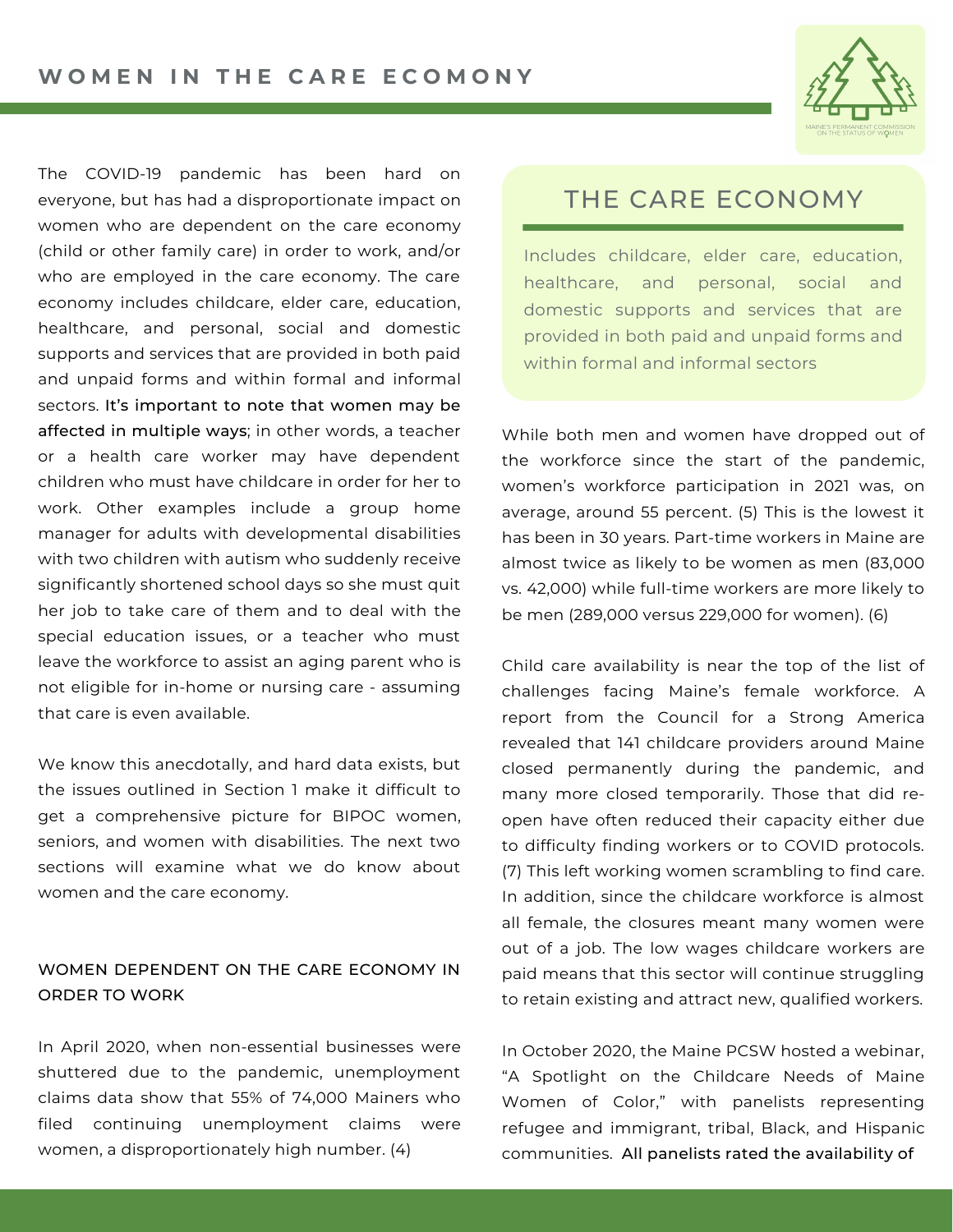# WOMEN IN THE CARE ECOMONY

The COVID-19 pandemic has been hard on everyone, but has had a disproportionate impact on women who are dependent on the care economy (child or other family care) in order to work, and/or who are employed in the care economy. The care economy includes childcare, elder care, education, healthcare, and personal, social and domestic supports and services that are provided in both paid and unpaid forms and within formal and informal sectors. **It's important to note that women may be affected in multiple ways**; in other words, a teacher or a health care worker may have dependent children who must have childcare in order for her to work. Other examples include a group home manager for adults with developmental disabilities with two children with autism who suddenly receive significantly shortened school days so she must quit her job to take care of them and to deal with the special education issues, or a teacher who must leave the workforce to assist an aging parent who is not eligible for in-home or nursing care - assuming that care is even available.

We know this anecdotally, and hard data exists, but the issues outlined in Section 1 make it difficult to get a comprehensive picture for BIPOC women, seniors, and women with disabilities. The next two sections will examine what we do know about women and the care economy.

## WOMEN DEPENDENT ON THE CARE ECONOMY IN ORDER TO WORK

In April 2020, when non-essential businesses were shuttered due to the pandemic, unemployment claims data show that 55% of 74,000 Mainers who filed continuing unemployment claims were women, a disproportionately high number. (4)

> ### THE CARE ECONOMY
>
> Includes childcare, elder care, education, healthcare, and personal, social and domestic supports and services that are provided in both paid and unpaid forms and within formal and informal sectors

While both men and women have dropped out of the workforce since the start of the pandemic, women's workforce participation in 2021 was, on average, around 55 percent. (5) This is the lowest it has been in 30 years. Part-time workers in Maine are almost twice as likely to be women as men (83,000 vs. 42,000) while full-time workers are more likely to be men (289,000 versus 229,000 for women). (6)

Child care availability is near the top of the list of challenges facing Maine's female workforce. A report from the Council for a Strong America revealed that 141 childcare providers around Maine closed permanently during the pandemic, and many more closed temporarily. Those that did re-open have often reduced their capacity either due to difficulty finding workers or to COVID protocols. (7) This left working women scrambling to find care. In addition, since the childcare workforce is almost all female, the closures meant many women were out of a job. The low wages childcare workers are paid means that this sector will continue struggling to retain existing and attract new, qualified workers.

In October 2020, the Maine PCSW hosted a webinar, "A Spotlight on the Childcare Needs of Maine Women of Color," with panelists representing refugee and immigrant, tribal, Black, and Hispanic communities. **All panelists rated the availability of**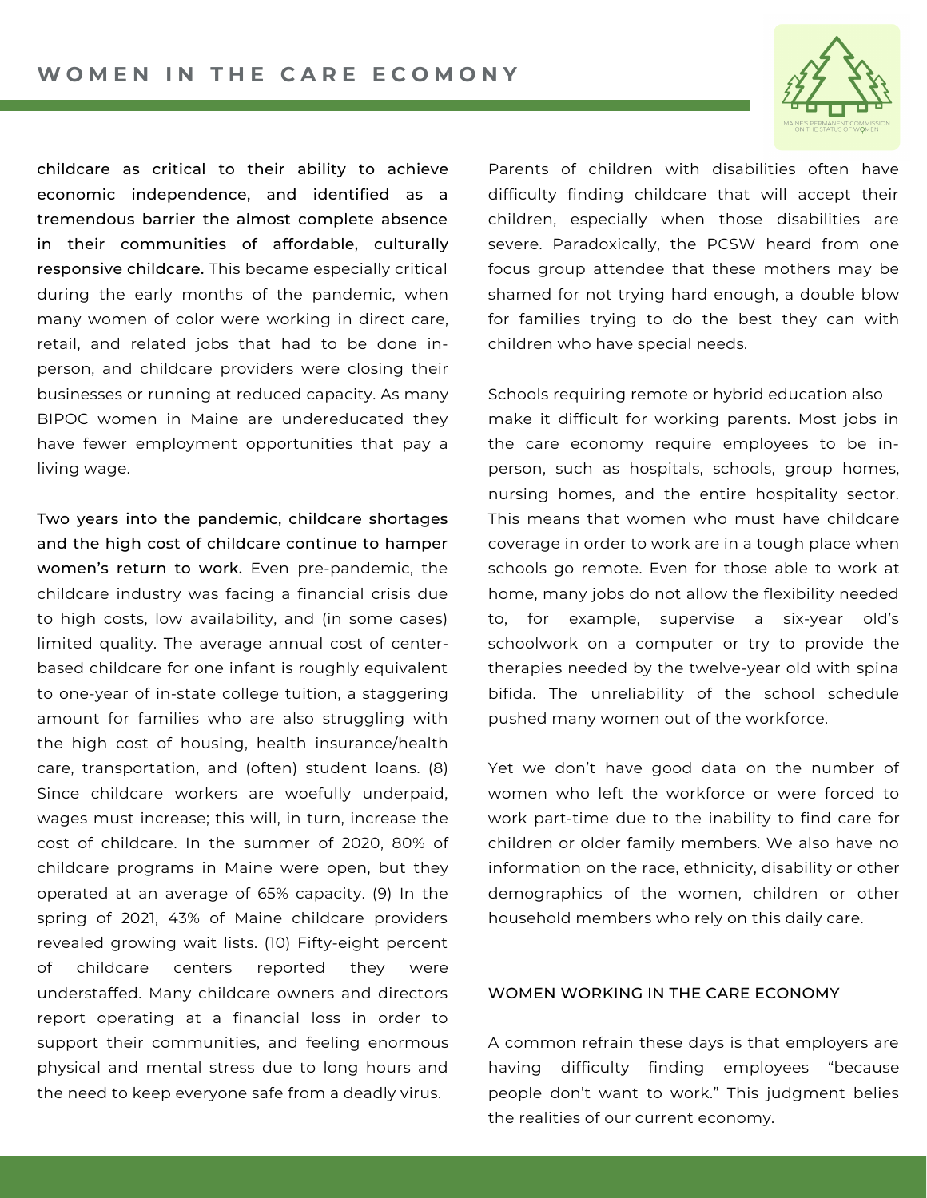**childcare as critical to their ability to achieve economic independence, and identified as a tremendous barrier the almost complete absence in their communities of affordable, culturally responsive childcare.** This became especially critical during the early months of the pandemic, when many women of color were working in direct care, retail, and related jobs that had to be done in-person, and childcare providers were closing their businesses or running at reduced capacity. As many BIPOC women in Maine are undereducated they have fewer employment opportunities that pay a living wage.

**Two years into the pandemic, childcare shortages and the high cost of childcare continue to hamper women's return to work.** Even pre-pandemic, the childcare industry was facing a financial crisis due to high costs, low availability, and (in some cases) limited quality. The average annual cost of center-based childcare for one infant is roughly equivalent to one-year of in-state college tuition, a staggering amount for families who are also struggling with the high cost of housing, health insurance/health care, transportation, and (often) student loans. (8) Since childcare workers are woefully underpaid, wages must increase; this will, in turn, increase the cost of childcare. In the summer of 2020, 80% of childcare programs in Maine were open, but they operated at an average of 65% capacity. (9) In the spring of 2021, 43% of Maine childcare providers revealed growing wait lists. (10) Fifty-eight percent of childcare centers reported they were understaffed. Many childcare owners and directors report operating at a financial loss in order to support their communities, and feeling enormous physical and mental stress due to long hours and the need to keep everyone safe from a deadly virus.

Parents of children with disabilities often have difficulty finding childcare that will accept their children, especially when those disabilities are severe. Paradoxically, the PCSW heard from one focus group attendee that these mothers may be shamed for not trying hard enough, a double blow for families trying to do the best they can with children who have special needs.

Schools requiring remote or hybrid education also make it difficult for working parents. Most jobs in the care economy require employees to be in-person, such as hospitals, schools, group homes, nursing homes, and the entire hospitality sector. This means that women who must have childcare coverage in order to work are in a tough place when schools go remote. Even for those able to work at home, many jobs do not allow the flexibility needed to, for example, supervise a six-year old's schoolwork on a computer or try to provide the therapies needed by the twelve-year old with spina bifida. The unreliability of the school schedule pushed many women out of the workforce.

Yet we don't have good data on the number of women who left the workforce or were forced to work part-time due to the inability to find care for children or older family members. We also have no information on the race, ethnicity, disability or other demographics of the women, children or other household members who rely on this daily care.

## WOMEN WORKING IN THE CARE ECONOMY

A common refrain these days is that employers are having difficulty finding employees "because people don't want to work." This judgment belies the realities of our current economy.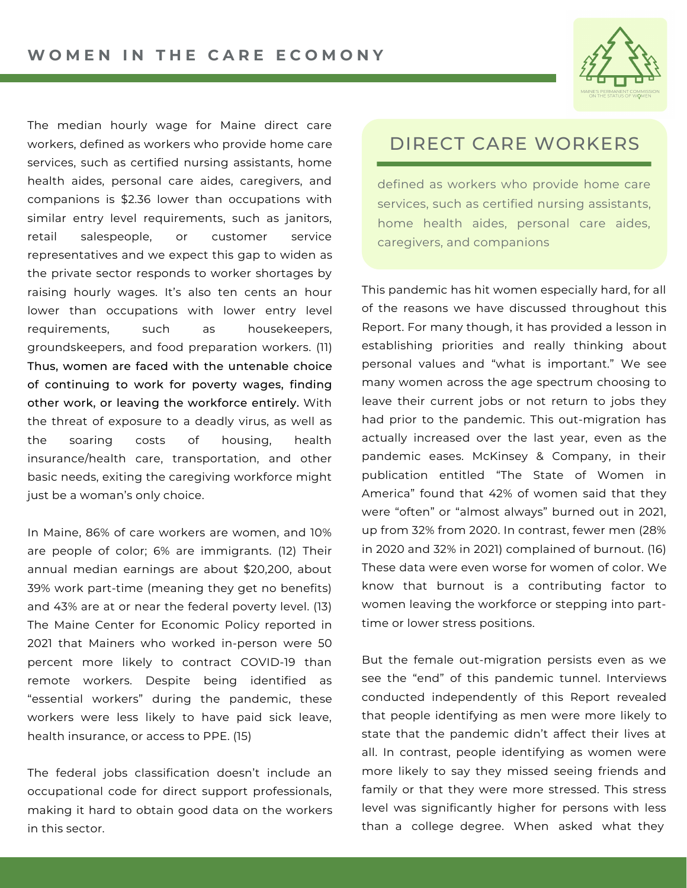## WOMEN IN THE CARE ECOMONY

The median hourly wage for Maine direct care workers, defined as workers who provide home care services, such as certified nursing assistants, home health aides, personal care aides, caregivers, and companions is $2.36 lower than occupations with similar entry level requirements, such as janitors, retail salespeople, or customer service representatives and we expect this gap to widen as the private sector responds to worker shortages by raising hourly wages. It's also ten cents an hour lower than occupations with lower entry level requirements, such as housekeepers, groundskeepers, and food preparation workers. (11) **Thus, women are faced with the untenable choice of continuing to work for poverty wages, finding other work, or leaving the workforce entirely.** With the threat of exposure to a deadly virus, as well as the soaring costs of housing, health insurance/health care, transportation, and other basic needs, exiting the caregiving workforce might just be a woman's only choice.

In Maine, 86% of care workers are women, and 10% are people of color; 6% are immigrants. (12) Their annual median earnings are about $20,200, about 39% work part-time (meaning they get no benefits) and 43% are at or near the federal poverty level. (13) The Maine Center for Economic Policy reported in 2021 that Mainers who worked in-person were 50 percent more likely to contract COVID-19 than remote workers. Despite being identified as "essential workers" during the pandemic, these workers were less likely to have paid sick leave, health insurance, or access to PPE. (15)

The federal jobs classification doesn't include an occupational code for direct support professionals, making it hard to obtain good data on the workers in this sector.

### DIRECT CARE WORKERS

defined as workers who provide home care services, such as certified nursing assistants, home health aides, personal care aides, caregivers, and companions

This pandemic has hit women especially hard, for all of the reasons we have discussed throughout this Report. For many though, it has provided a lesson in establishing priorities and really thinking about personal values and "what is important." We see many women across the age spectrum choosing to leave their current jobs or not return to jobs they had prior to the pandemic. This out-migration has actually increased over the last year, even as the pandemic eases. McKinsey & Company, in their publication entitled "The State of Women in America" found that 42% of women said that they were "often" or "almost always" burned out in 2021, up from 32% from 2020. In contrast, fewer men (28% in 2020 and 32% in 2021) complained of burnout. (16) These data were even worse for women of color. We know that burnout is a contributing factor to women leaving the workforce or stepping into part-time or lower stress positions.

But the female out-migration persists even as we see the "end" of this pandemic tunnel. Interviews conducted independently of this Report revealed that people identifying as men were more likely to state that the pandemic didn't affect their lives at all. In contrast, people identifying as women were more likely to say they missed seeing friends and family or that they were more stressed. This stress level was significantly higher for persons with less than a college degree. When asked what they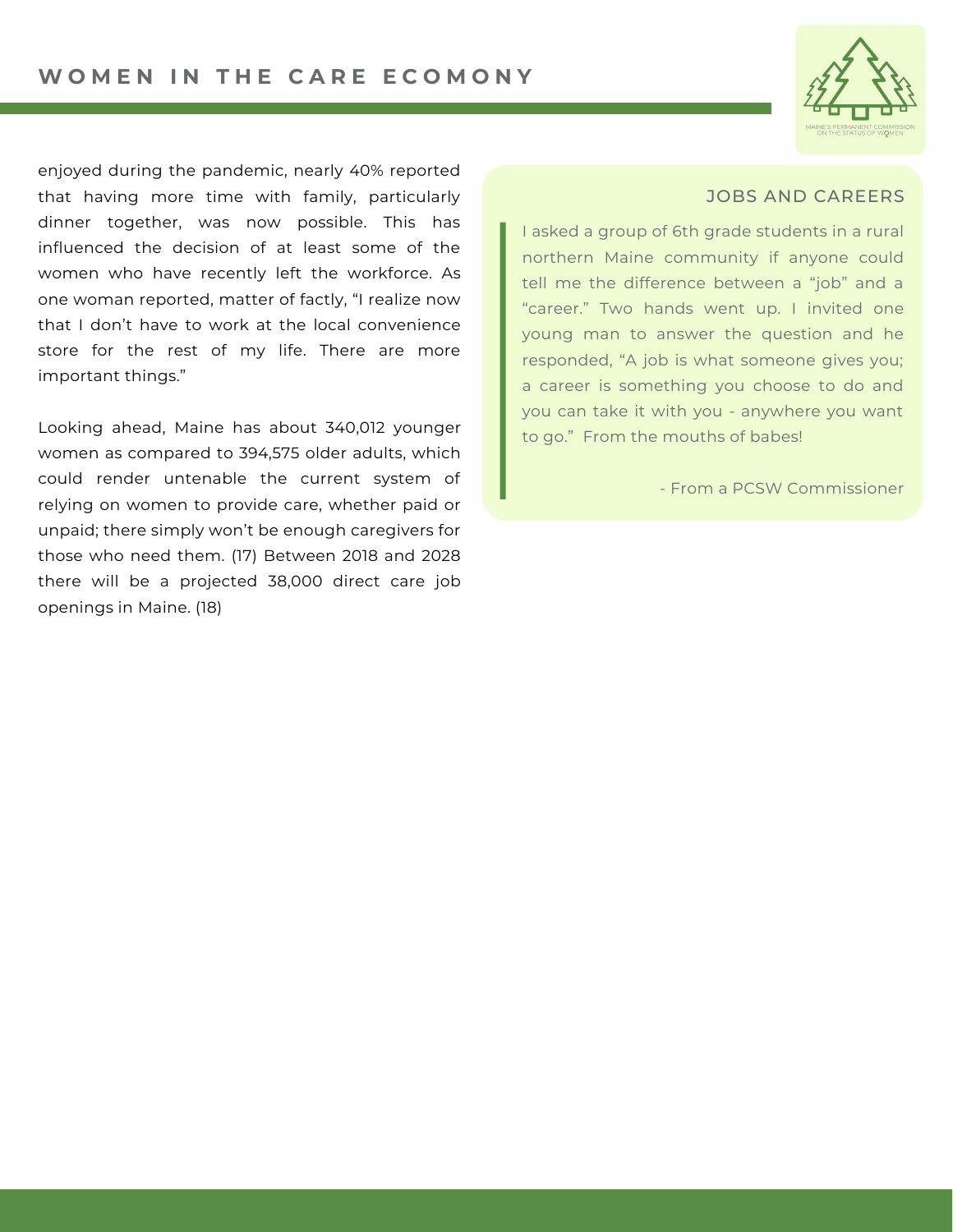enjoyed during the pandemic, nearly 40% reported that having more time with family, particularly dinner together, was now possible. This has influenced the decision of at least some of the women who have recently left the workforce. As one woman reported, matter of factly, "I realize now that I don't have to work at the local convenience store for the rest of my life. There are more important things."

Looking ahead, Maine has about 340,012 younger women as compared to 394,575 older adults, which could render untenable the current system of relying on women to provide care, whether paid or unpaid; there simply won't be enough caregivers for those who need them. (17) Between 2018 and 2028 there will be a projected 38,000 direct care job openings in Maine. (18)

### JOBS AND CAREERS

> I asked a group of 6th grade students in a rural northern Maine community if anyone could tell me the difference between a "job" and a "career." Two hands went up. I invited one young man to answer the question and he responded, "A job is what someone gives you; a career is something you choose to do and you can take it with you - anywhere you want to go." From the mouths of babes!
>
> \- From a PCSW Commissioner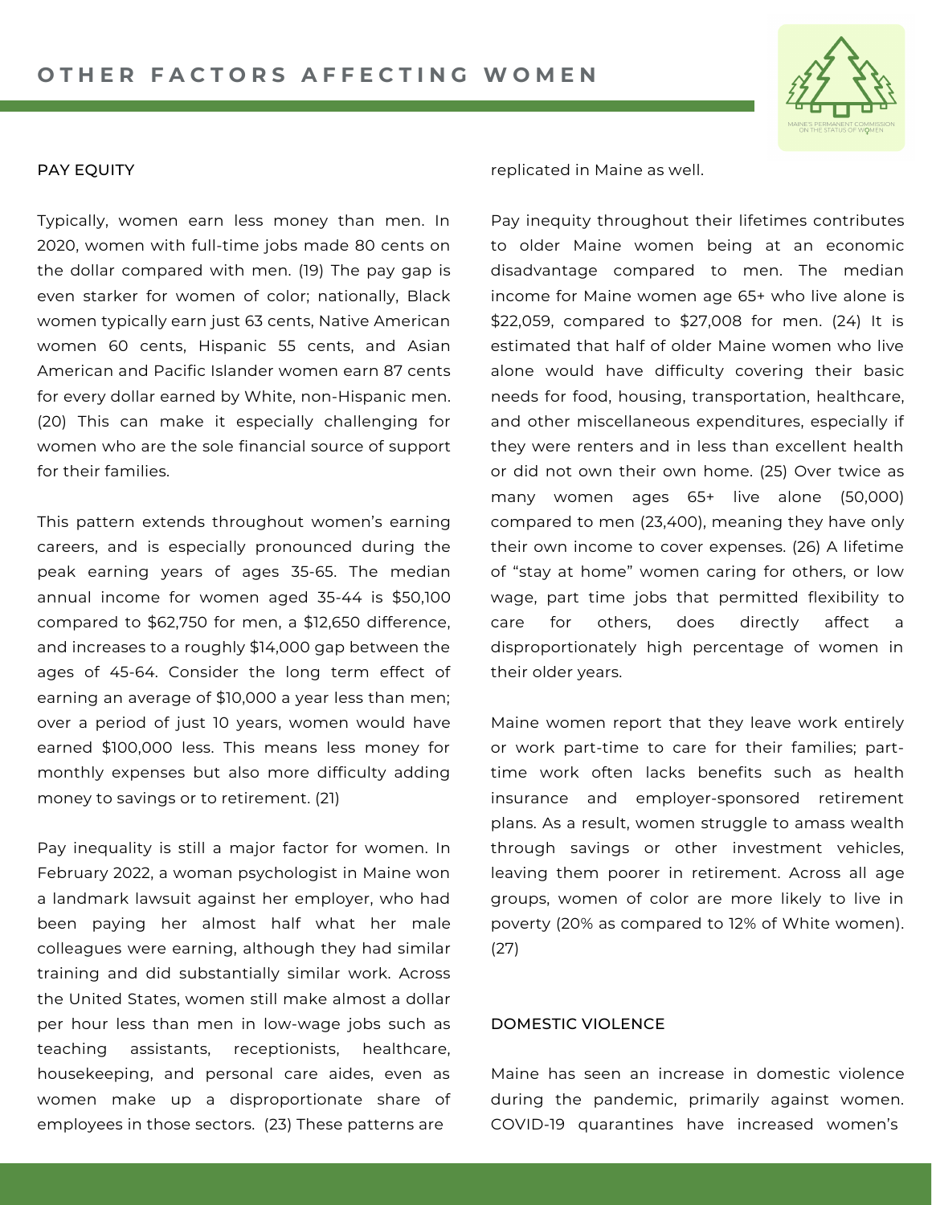# OTHER FACTORS AFFECTING WOMEN

## PAY EQUITY

Typically, women earn less money than men. In 2020, women with full-time jobs made 80 cents on the dollar compared with men. (19) The pay gap is even starker for women of color; nationally, Black women typically earn just 63 cents, Native American women 60 cents, Hispanic 55 cents, and Asian American and Pacific Islander women earn 87 cents for every dollar earned by White, non-Hispanic men. (20) This can make it especially challenging for women who are the sole financial source of support for their families.

This pattern extends throughout women's earning careers, and is especially pronounced during the peak earning years of ages 35-65. The median annual income for women aged 35-44 is $50,100 compared to $62,750 for men, a $12,650 difference, and increases to a roughly $14,000 gap between the ages of 45-64. Consider the long term effect of earning an average of $10,000 a year less than men; over a period of just 10 years, women would have earned $100,000 less. This means less money for monthly expenses but also more difficulty adding money to savings or to retirement. (21)

Pay inequality is still a major factor for women. In February 2022, a woman psychologist in Maine won a landmark lawsuit against her employer, who had been paying her almost half what her male colleagues were earning, although they had similar training and did substantially similar work. Across the United States, women still make almost a dollar per hour less than men in low-wage jobs such as teaching assistants, receptionists, healthcare, housekeeping, and personal care aides, even as women make up a disproportionate share of employees in those sectors. (23) These patterns are replicated in Maine as well.

Pay inequity throughout their lifetimes contributes to older Maine women being at an economic disadvantage compared to men. The median income for Maine women age 65+ who live alone is $22,059, compared to $27,008 for men. (24) It is estimated that half of older Maine women who live alone would have difficulty covering their basic needs for food, housing, transportation, healthcare, and other miscellaneous expenditures, especially if they were renters and in less than excellent health or did not own their own home. (25) Over twice as many women ages 65+ live alone (50,000) compared to men (23,400), meaning they have only their own income to cover expenses. (26) A lifetime of "stay at home" women caring for others, or low wage, part time jobs that permitted flexibility to care for others, does directly affect a disproportionately high percentage of women in their older years.

Maine women report that they leave work entirely or work part-time to care for their families; part-time work often lacks benefits such as health insurance and employer-sponsored retirement plans. As a result, women struggle to amass wealth through savings or other investment vehicles, leaving them poorer in retirement. Across all age groups, women of color are more likely to live in poverty (20% as compared to 12% of White women). (27)

## DOMESTIC VIOLENCE

Maine has seen an increase in domestic violence during the pandemic, primarily against women. COVID-19 quarantines have increased women's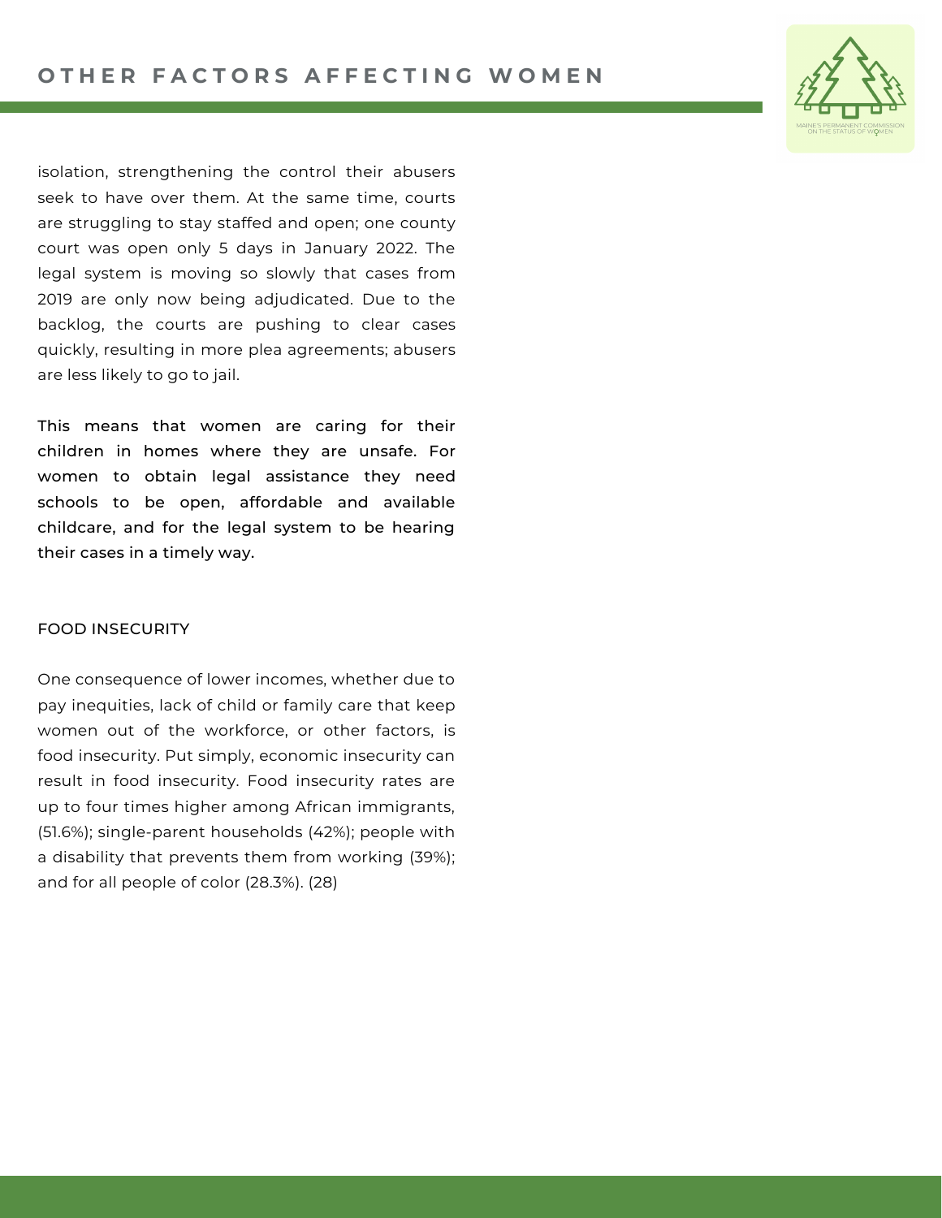isolation, strengthening the control their abusers seek to have over them. At the same time, courts are struggling to stay staffed and open; one county court was open only 5 days in January 2022. The legal system is moving so slowly that cases from 2019 are only now being adjudicated. Due to the backlog, the courts are pushing to clear cases quickly, resulting in more plea agreements; abusers are less likely to go to jail.

This means that women are caring for their children in homes where they are unsafe. For women to obtain legal assistance they need schools to be open, affordable and available childcare, and for the legal system to be hearing their cases in a timely way.

### FOOD INSECURITY

One consequence of lower incomes, whether due to pay inequities, lack of child or family care that keep women out of the workforce, or other factors, is food insecurity. Put simply, economic insecurity can result in food insecurity. Food insecurity rates are up to four times higher among African immigrants, (51.6%); single-parent households (42%); people with a disability that prevents them from working (39%); and for all people of color (28.3%). (28)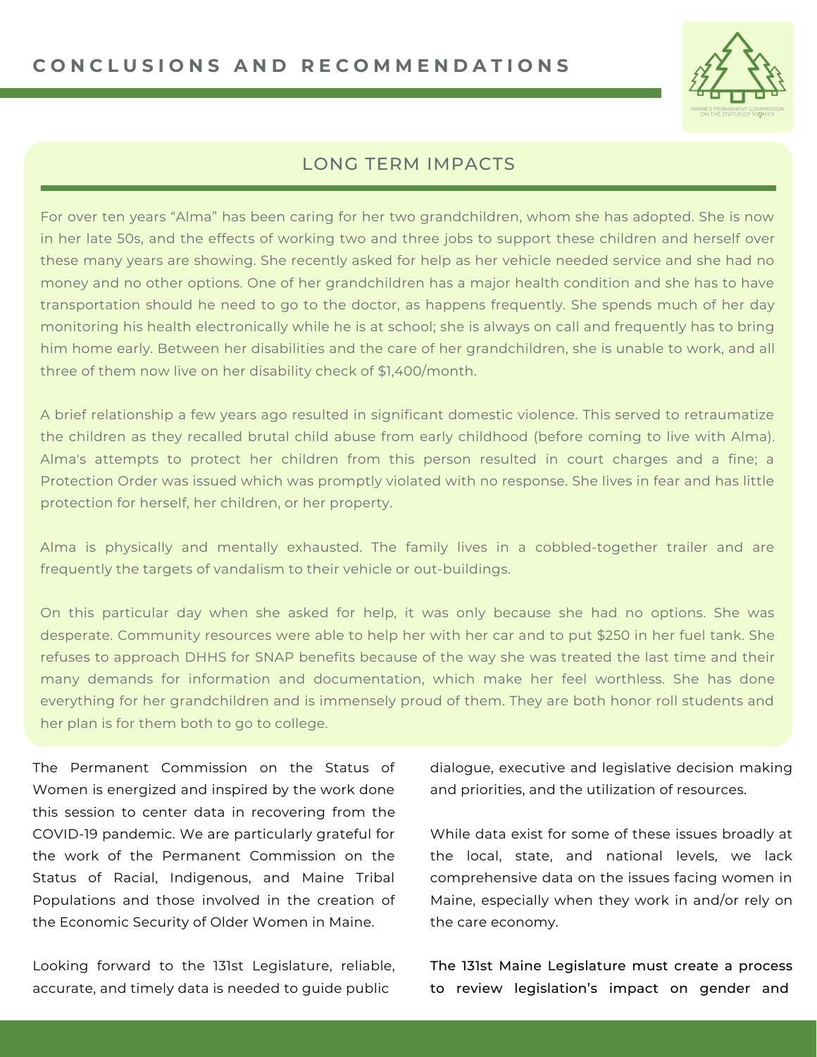## CONCLUSIONS AND RECOMMENDATIONS

### LONG TERM IMPACTS

For over ten years "Alma" has been caring for her two grandchildren, whom she has adopted. She is now in her late 50s, and the effects of working two and three jobs to support these children and herself over these many years are showing. She recently asked for help as her vehicle needed service and she had no money and no other options. One of her grandchildren has a major health condition and she has to have transportation should he need to go to the doctor, as happens frequently. She spends much of her day monitoring his health electronically while he is at school; she is always on call and frequently has to bring him home early. Between her disabilities and the care of her grandchildren, she is unable to work, and all three of them now live on her disability check of $1,400/month.

A brief relationship a few years ago resulted in significant domestic violence. This served to retraumatize the children as they recalled brutal child abuse from early childhood (before coming to live with Alma). Alma's attempts to protect her children from this person resulted in court charges and a fine; a Protection Order was issued which was promptly violated with no response. She lives in fear and has little protection for herself, her children, or her property.

Alma is physically and mentally exhausted. The family lives in a cobbled-together trailer and are frequently the targets of vandalism to their vehicle or out-buildings.

On this particular day when she asked for help, it was only because she had no options. She was desperate. Community resources were able to help her with her car and to put $250 in her fuel tank. She refuses to approach DHHS for SNAP benefits because of the way she was treated the last time and their many demands for information and documentation, which make her feel worthless. She has done everything for her grandchildren and is immensely proud of them. They are both honor roll students and her plan is for them both to go to college.

The Permanent Commission on the Status of Women is energized and inspired by the work done this session to center data in recovering from the COVID-19 pandemic. We are particularly grateful for the work of the Permanent Commission on the Status of Racial, Indigenous, and Maine Tribal Populations and those involved in the creation of the Economic Security of Older Women in Maine.

Looking forward to the 131st Legislature, reliable, accurate, and timely data is needed to guide public dialogue, executive and legislative decision making and priorities, and the utilization of resources.

While data exist for some of these issues broadly at the local, state, and national levels, we lack comprehensive data on the issues facing women in Maine, especially when they work in and/or rely on the care economy.

**The 131st Maine Legislature must create a process to review legislation's impact on gender and**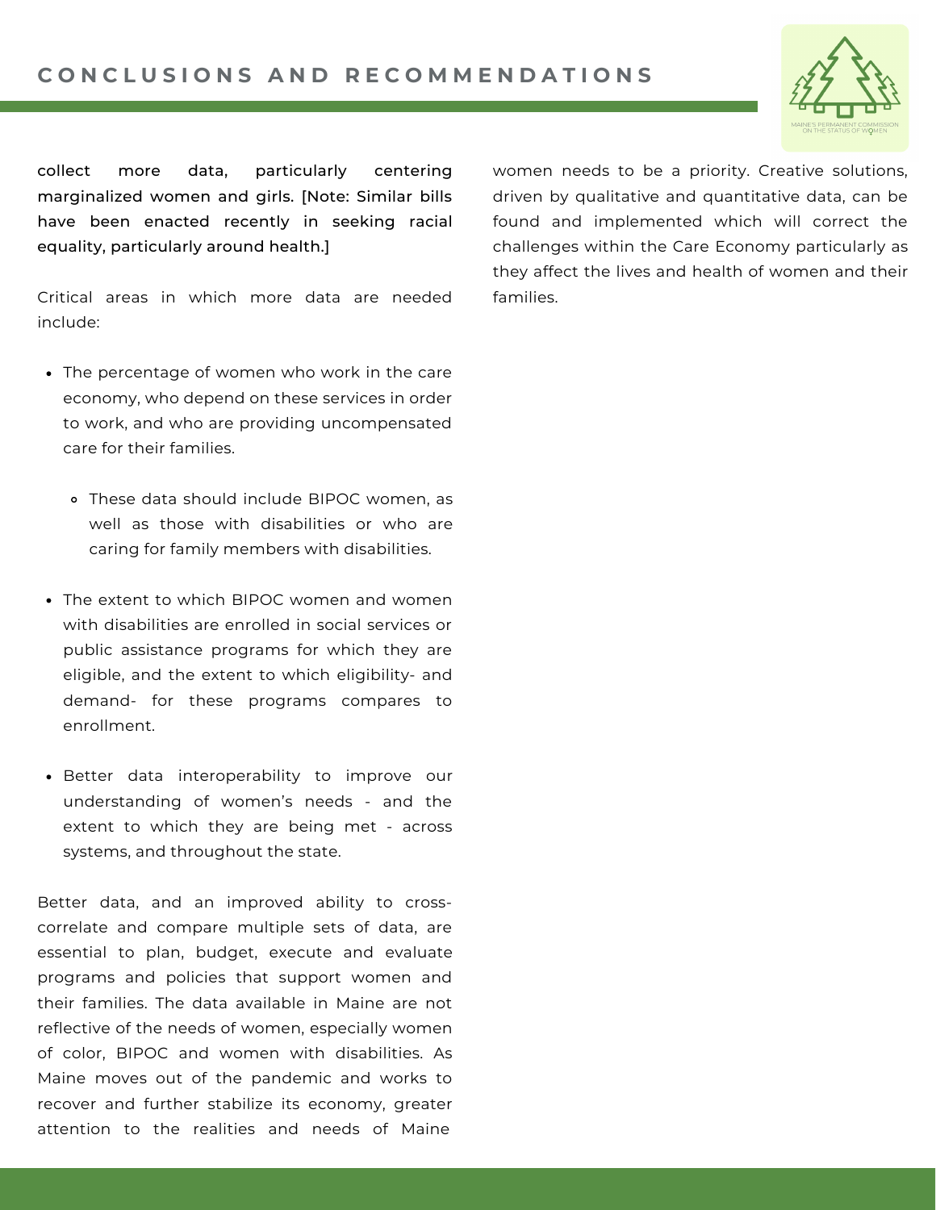## CONCLUSIONS AND RECOMMENDATIONS

**collect more data, particularly centering marginalized women and girls. [Note: Similar bills have been enacted recently in seeking racial equality, particularly around health.]**

Critical areas in which more data are needed include:

- The percentage of women who work in the care economy, who depend on these services in order to work, and who are providing uncompensated care for their families.
  - These data should include BIPOC women, as well as those with disabilities or who are caring for family members with disabilities.
- The extent to which BIPOC women and women with disabilities are enrolled in social services or public assistance programs for which they are eligible, and the extent to which eligibility- and demand- for these programs compares to enrollment.
- Better data interoperability to improve our understanding of women's needs - and the extent to which they are being met - across systems, and throughout the state.

Better data, and an improved ability to cross-correlate and compare multiple sets of data, are essential to plan, budget, execute and evaluate programs and policies that support women and their families. The data available in Maine are not reflective of the needs of women, especially women of color, BIPOC and women with disabilities. As Maine moves out of the pandemic and works to recover and further stabilize its economy, greater attention to the realities and needs of Maine women needs to be a priority. Creative solutions, driven by qualitative and quantitative data, can be found and implemented which will correct the challenges within the Care Economy particularly as they affect the lives and health of women and their families.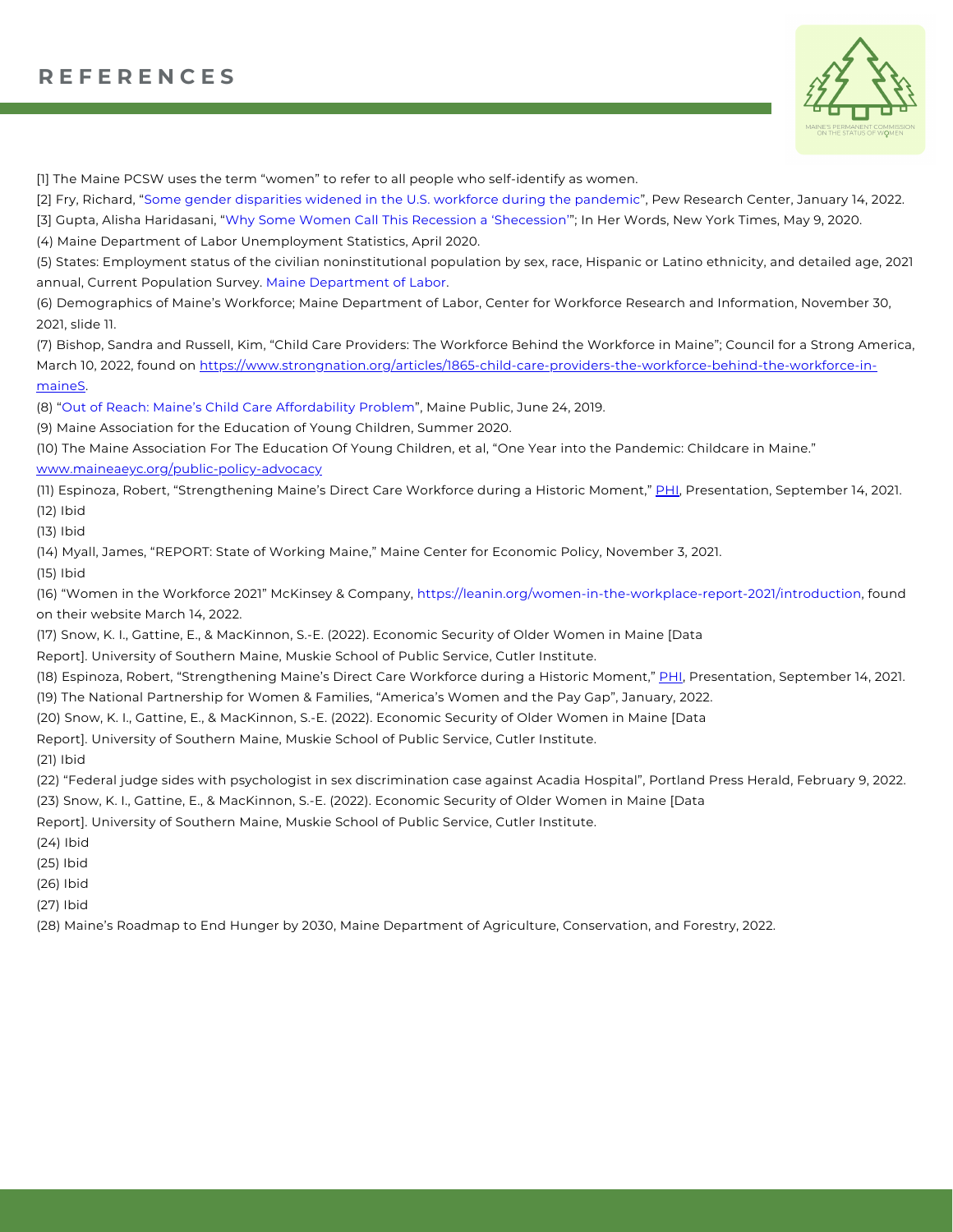# REFERENCES

[1] The Maine PCSW uses the term "women" to refer to all people who self-identify as women.

[2] Fry, Richard, "Some gender disparities widened in the U.S. workforce during the pandemic", Pew Research Center, January 14, 2022.

[3] Gupta, Alisha Haridasani, "Why Some Women Call This Recession a 'Shecession'"; In Her Words, New York Times, May 9, 2020.

(4) Maine Department of Labor Unemployment Statistics, April 2020.

(5) States: Employment status of the civilian noninstitutional population by sex, race, Hispanic or Latino ethnicity, and detailed age, 2021 annual, Current Population Survey. Maine Department of Labor.

(6) Demographics of Maine's Workforce; Maine Department of Labor, Center for Workforce Research and Information, November 30, 2021, slide 11.

(7) Bishop, Sandra and Russell, Kim, "Child Care Providers: The Workforce Behind the Workforce in Maine"; Council for a Strong America, March 10, 2022, found on https://www.strongnation.org/articles/1865-child-care-providers-the-workforce-behind-the-workforce-in-maineS.

(8) "Out of Reach: Maine's Child Care Affordability Problem", Maine Public, June 24, 2019.

(9) Maine Association for the Education of Young Children, Summer 2020.

(10) The Maine Association For The Education Of Young Children, et al, "One Year into the Pandemic: Childcare in Maine." www.maineaeyc.org/public-policy-advocacy

(11) Espinoza, Robert, "Strengthening Maine's Direct Care Workforce during a Historic Moment," PHI, Presentation, September 14, 2021.

(12) Ibid

(13) Ibid

(14) Myall, James, "REPORT: State of Working Maine," Maine Center for Economic Policy, November 3, 2021.

(15) Ibid

(16) "Women in the Workforce 2021" McKinsey & Company, https://leanin.org/women-in-the-workplace-report-2021/introduction, found on their website March 14, 2022.

(17) Snow, K. I., Gattine, E., & MacKinnon, S.-E. (2022). Economic Security of Older Women in Maine [Data Report]. University of Southern Maine, Muskie School of Public Service, Cutler Institute.

(18) Espinoza, Robert, "Strengthening Maine's Direct Care Workforce during a Historic Moment," PHI, Presentation, September 14, 2021.

(19) The National Partnership for Women & Families, "America's Women and the Pay Gap", January, 2022.

(20) Snow, K. I., Gattine, E., & MacKinnon, S.-E. (2022). Economic Security of Older Women in Maine [Data Report]. University of Southern Maine, Muskie School of Public Service, Cutler Institute.

(21) Ibid

(22) "Federal judge sides with psychologist in sex discrimination case against Acadia Hospital", Portland Press Herald, February 9, 2022.

(23) Snow, K. I., Gattine, E., & MacKinnon, S.-E. (2022). Economic Security of Older Women in Maine [Data Report]. University of Southern Maine, Muskie School of Public Service, Cutler Institute.

(24) Ibid

(25) Ibid

(26) Ibid

(27) Ibid

(28) Maine's Roadmap to End Hunger by 2030, Maine Department of Agriculture, Conservation, and Forestry, 2022.